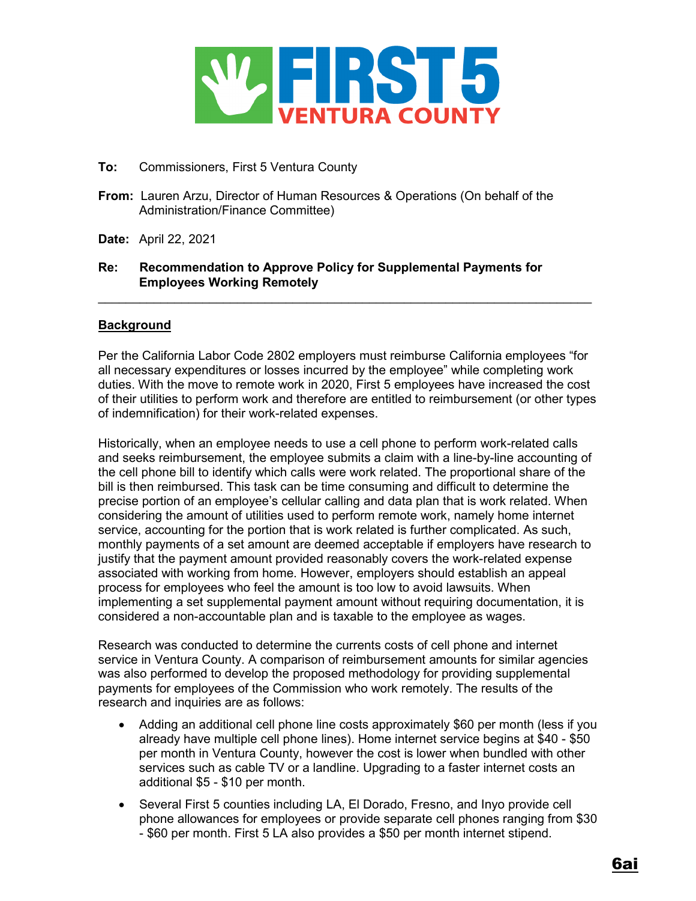**To:** Commissioners, First 5 Ventura County

**From:** Lauren Arzu, Director of Human Resources & Operations (On behalf of the Administration/Finance Committee)

**Date:** April 22, 2021

**Re:** **Recommendation to Approve Policy for Supplemental Payments for Employees Working Remotely**

---

## Background

Per the California Labor Code 2802 employers must reimburse California employees "for all necessary expenditures or losses incurred by the employee" while completing work duties. With the move to remote work in 2020, First 5 employees have increased the cost of their utilities to perform work and therefore are entitled to reimbursement (or other types of indemnification) for their work-related expenses.

Historically, when an employee needs to use a cell phone to perform work-related calls and seeks reimbursement, the employee submits a claim with a line-by-line accounting of the cell phone bill to identify which calls were work related. The proportional share of the bill is then reimbursed. This task can be time consuming and difficult to determine the precise portion of an employee's cellular calling and data plan that is work related. When considering the amount of utilities used to perform remote work, namely home internet service, accounting for the portion that is work related is further complicated. As such, monthly payments of a set amount are deemed acceptable if employers have research to justify that the payment amount provided reasonably covers the work-related expense associated with working from home. However, employers should establish an appeal process for employees who feel the amount is too low to avoid lawsuits. When implementing a set supplemental payment amount without requiring documentation, it is considered a non-accountable plan and is taxable to the employee as wages.

Research was conducted to determine the currents costs of cell phone and internet service in Ventura County. A comparison of reimbursement amounts for similar agencies was also performed to develop the proposed methodology for providing supplemental payments for employees of the Commission who work remotely. The results of the research and inquiries are as follows:

- Adding an additional cell phone line costs approximately $60 per month (less if you already have multiple cell phone lines). Home internet service begins at $40 - $50 per month in Ventura County, however the cost is lower when bundled with other services such as cable TV or a landline. Upgrading to a faster internet costs an additional $5 - $10 per month.
- Several First 5 counties including LA, El Dorado, Fresno, and Inyo provide cell phone allowances for employees or provide separate cell phones ranging from $30 - $60 per month. First 5 LA also provides a $50 per month internet stipend.

**6ai**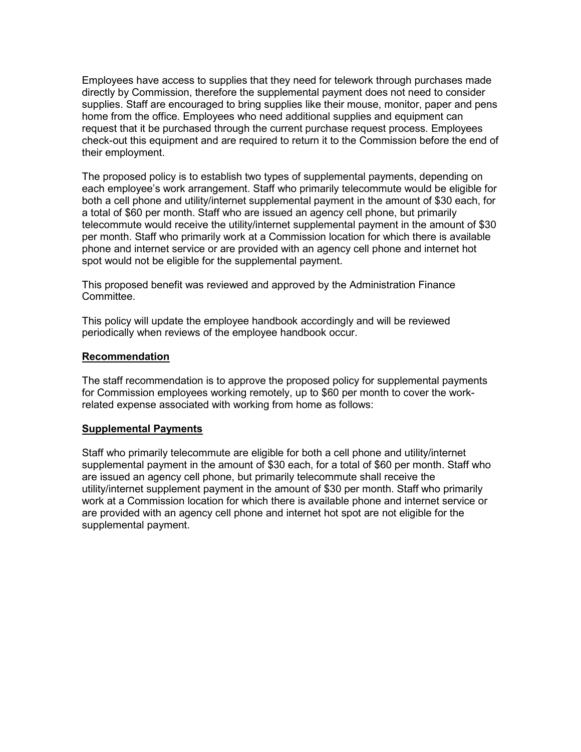Employees have access to supplies that they need for telework through purchases made directly by Commission, therefore the supplemental payment does not need to consider supplies. Staff are encouraged to bring supplies like their mouse, monitor, paper and pens home from the office. Employees who need additional supplies and equipment can request that it be purchased through the current purchase request process. Employees check-out this equipment and are required to return it to the Commission before the end of their employment.

The proposed policy is to establish two types of supplemental payments, depending on each employee's work arrangement. Staff who primarily telecommute would be eligible for both a cell phone and utility/internet supplemental payment in the amount of $30 each, for a total of $60 per month. Staff who are issued an agency cell phone, but primarily telecommute would receive the utility/internet supplemental payment in the amount of $30 per month. Staff who primarily work at a Commission location for which there is available phone and internet service or are provided with an agency cell phone and internet hot spot would not be eligible for the supplemental payment.

This proposed benefit was reviewed and approved by the Administration Finance Committee.

This policy will update the employee handbook accordingly and will be reviewed periodically when reviews of the employee handbook occur.

## Recommendation

The staff recommendation is to approve the proposed policy for supplemental payments for Commission employees working remotely, up to $60 per month to cover the work-related expense associated with working from home as follows:

## Supplemental Payments

Staff who primarily telecommute are eligible for both a cell phone and utility/internet supplemental payment in the amount of $30 each, for a total of $60 per month. Staff who are issued an agency cell phone, but primarily telecommute shall receive the utility/internet supplement payment in the amount of $30 per month. Staff who primarily work at a Commission location for which there is available phone and internet service or are provided with an agency cell phone and internet hot spot are not eligible for the supplemental payment.